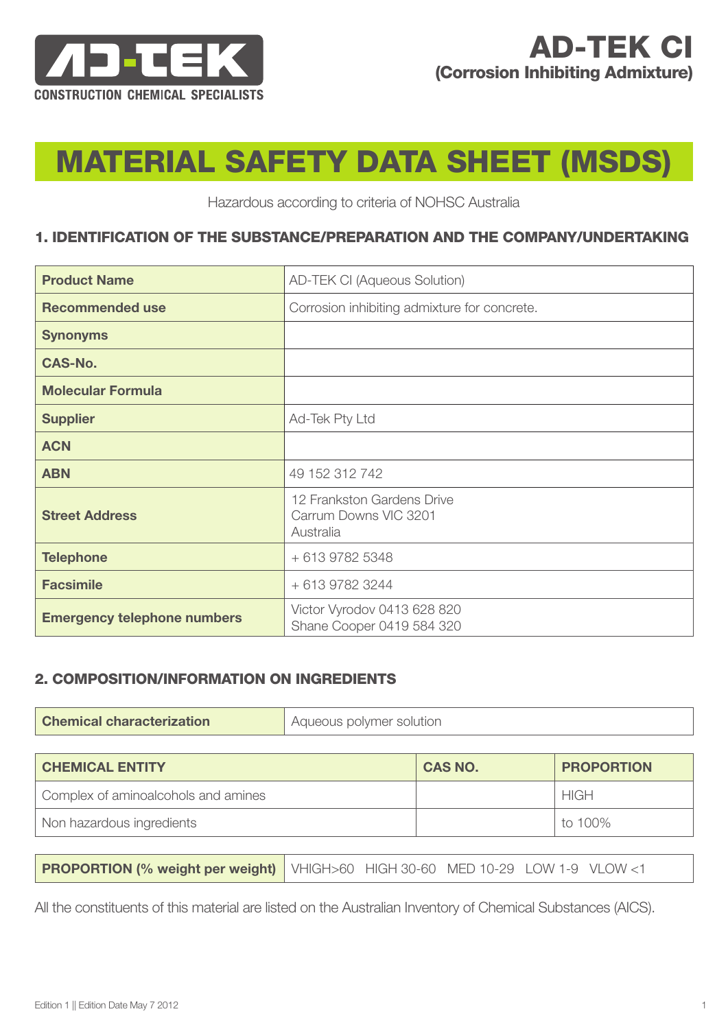AD-TEK CONSTRUCTION CHEMICAL SPECIALISTS

# AD-TEK CI
**(Corrosion Inhibiting Admixture)**

# MATERIAL SAFETY DATA SHEET (MSDS)

Hazardous according to criteria of NOHSC Australia

## 1. IDENTIFICATION OF THE SUBSTANCE/PREPARATION AND THE COMPANY/UNDERTAKING

| | |
|---|---|
| **Product Name** | AD-TEK CI (Aqueous Solution) |
| **Recommended use** | Corrosion inhibiting admixture for concrete. |
| **Synonyms** | |
| **CAS-No.** | |
| **Molecular Formula** | |
| **Supplier** | Ad-Tek Pty Ltd |
| **ACN** | |
| **ABN** | 49 152 312 742 |
| **Street Address** | 12 Frankston Gardens Drive<br>Carrum Downs VIC 3201<br>Australia |
| **Telephone** | + 613 9782 5348 |
| **Facsimile** | + 613 9782 3244 |
| **Emergency telephone numbers** | Victor Vyrodov 0413 628 820<br>Shane Cooper 0419 584 320 |

## 2. COMPOSITION/INFORMATION ON INGREDIENTS

| | |
|---|---|
| **Chemical characterization** | Aqueous polymer solution |

| CHEMICAL ENTITY | CAS NO. | PROPORTION |
|---|---|---|
| Complex of aminoalcohols and amines | | HIGH |
| Non hazardous ingredients | | to 100% |

| | |
|---|---|
| **PROPORTION (% weight per weight)** | VHIGH>60 HIGH 30-60 MED 10-29 LOW 1-9 VLOW <1 |

All the constituents of this material are listed on the Australian Inventory of Chemical Substances (AICS).

Edition 1 || Edition Date May 7 2012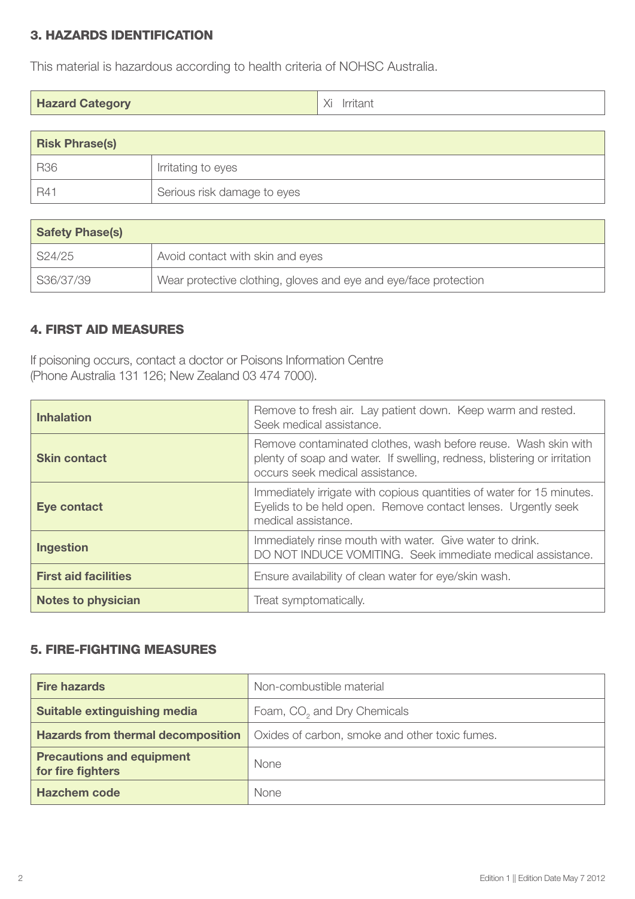## 3. HAZARDS IDENTIFICATION

This material is hazardous according to health criteria of NOHSC Australia.

| Hazard Category | Xi Irritant |
|---|---|

| Risk Phrase(s) | |
|---|---|
| R36 | Irritating to eyes |
| R41 | Serious risk damage to eyes |

| Safety Phase(s) | |
|---|---|
| S24/25 | Avoid contact with skin and eyes |
| S36/37/39 | Wear protective clothing, gloves and eye and eye/face protection |

## 4. FIRST AID MEASURES

If poisoning occurs, contact a doctor or Poisons Information Centre
(Phone Australia 131 126; New Zealand 03 474 7000).

| | |
|---|---|
| **Inhalation** | Remove to fresh air. Lay patient down. Keep warm and rested. Seek medical assistance. |
| **Skin contact** | Remove contaminated clothes, wash before reuse. Wash skin with plenty of soap and water. If swelling, redness, blistering or irritation occurs seek medical assistance. |
| **Eye contact** | Immediately irrigate with copious quantities of water for 15 minutes. Eyelids to be held open. Remove contact lenses. Urgently seek medical assistance. |
| **Ingestion** | Immediately rinse mouth with water. Give water to drink. DO NOT INDUCE VOMITING. Seek immediate medical assistance. |
| **First aid facilities** | Ensure availability of clean water for eye/skin wash. |
| **Notes to physician** | Treat symptomatically. |

## 5. FIRE-FIGHTING MEASURES

| | |
|---|---|
| **Fire hazards** | Non-combustible material |
| **Suitable extinguishing media** | Foam, $CO_2$ and Dry Chemicals |
| **Hazards from thermal decomposition** | Oxides of carbon, smoke and other toxic fumes. |
| **Precautions and equipment for fire fighters** | None |
| **Hazchem code** | None |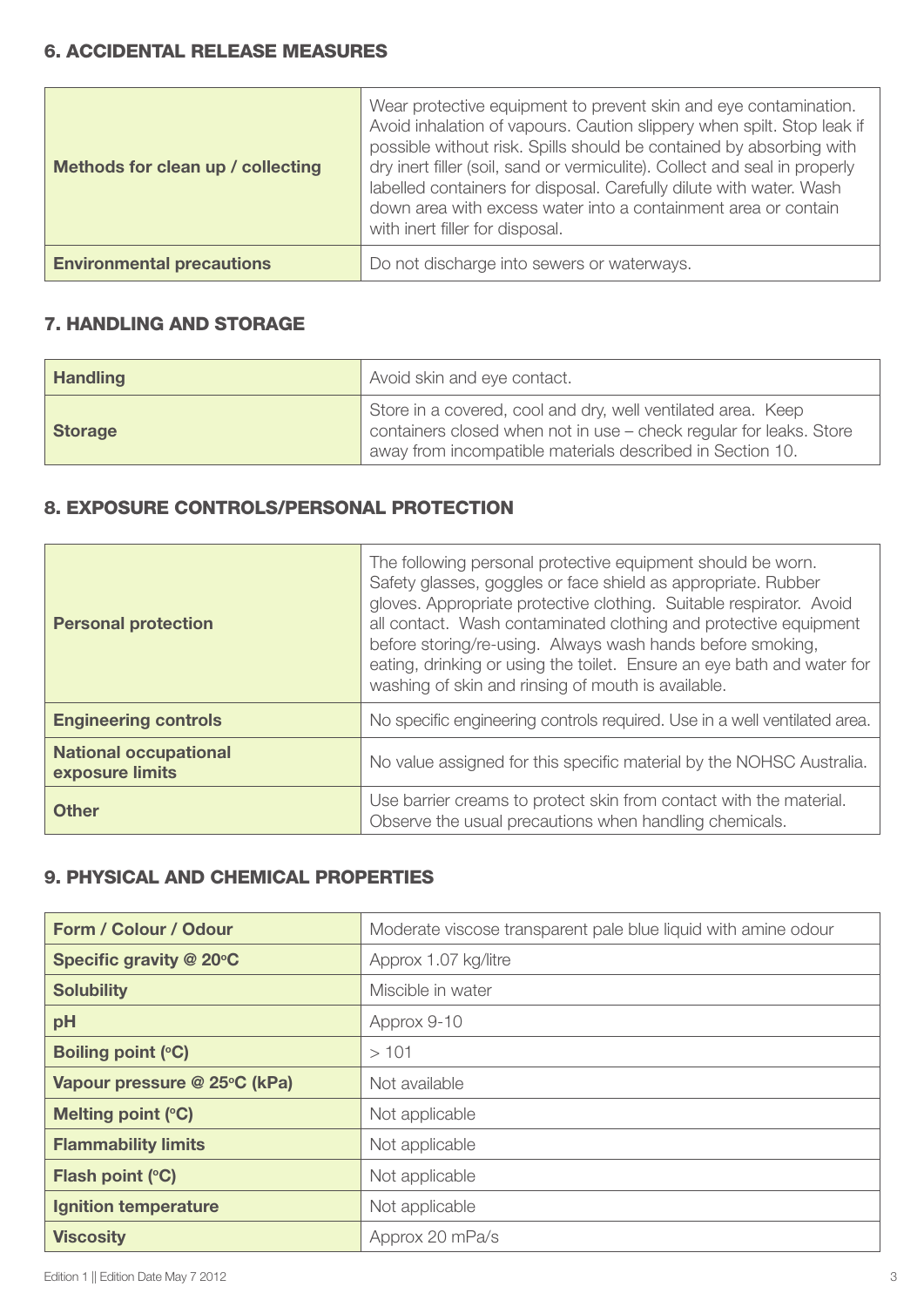## 6. ACCIDENTAL RELEASE MEASURES

| | |
|---|---|
| **Methods for clean up / collecting** | Wear protective equipment to prevent skin and eye contamination. Avoid inhalation of vapours. Caution slippery when spilt. Stop leak if possible without risk. Spills should be contained by absorbing with dry inert filler (soil, sand or vermiculite). Collect and seal in properly labelled containers for disposal. Carefully dilute with water. Wash down area with excess water into a containment area or contain with inert filler for disposal. |
| **Environmental precautions** | Do not discharge into sewers or waterways. |

## 7. HANDLING AND STORAGE

| | |
|---|---|
| **Handling** | Avoid skin and eye contact. |
| **Storage** | Store in a covered, cool and dry, well ventilated area. Keep containers closed when not in use – check regular for leaks. Store away from incompatible materials described in Section 10. |

## 8. EXPOSURE CONTROLS/PERSONAL PROTECTION

| | |
|---|---|
| **Personal protection** | The following personal protective equipment should be worn. Safety glasses, goggles or face shield as appropriate. Rubber gloves. Appropriate protective clothing. Suitable respirator. Avoid all contact. Wash contaminated clothing and protective equipment before storing/re-using. Always wash hands before smoking, eating, drinking or using the toilet. Ensure an eye bath and water for washing of skin and rinsing of mouth is available. |
| **Engineering controls** | No specific engineering controls required. Use in a well ventilated area. |
| **National occupational exposure limits** | No value assigned for this specific material by the NOHSC Australia. |
| **Other** | Use barrier creams to protect skin from contact with the material. Observe the usual precautions when handling chemicals. |

## 9. PHYSICAL AND CHEMICAL PROPERTIES

| | |
|---|---|
| **Form / Colour / Odour** | Moderate viscose transparent pale blue liquid with amine odour |
| **Specific gravity @ 20°C** | Approx 1.07 kg/litre |
| **Solubility** | Miscible in water |
| **pH** | Approx 9-10 |
| **Boiling point (°C)** | > 101 |
| **Vapour pressure @ 25°C (kPa)** | Not available |
| **Melting point (°C)** | Not applicable |
| **Flammability limits** | Not applicable |
| **Flash point (°C)** | Not applicable |
| **Ignition temperature** | Not applicable |
| **Viscosity** | Approx 20 mPa/s |

Edition 1 || Edition Date May 7 2012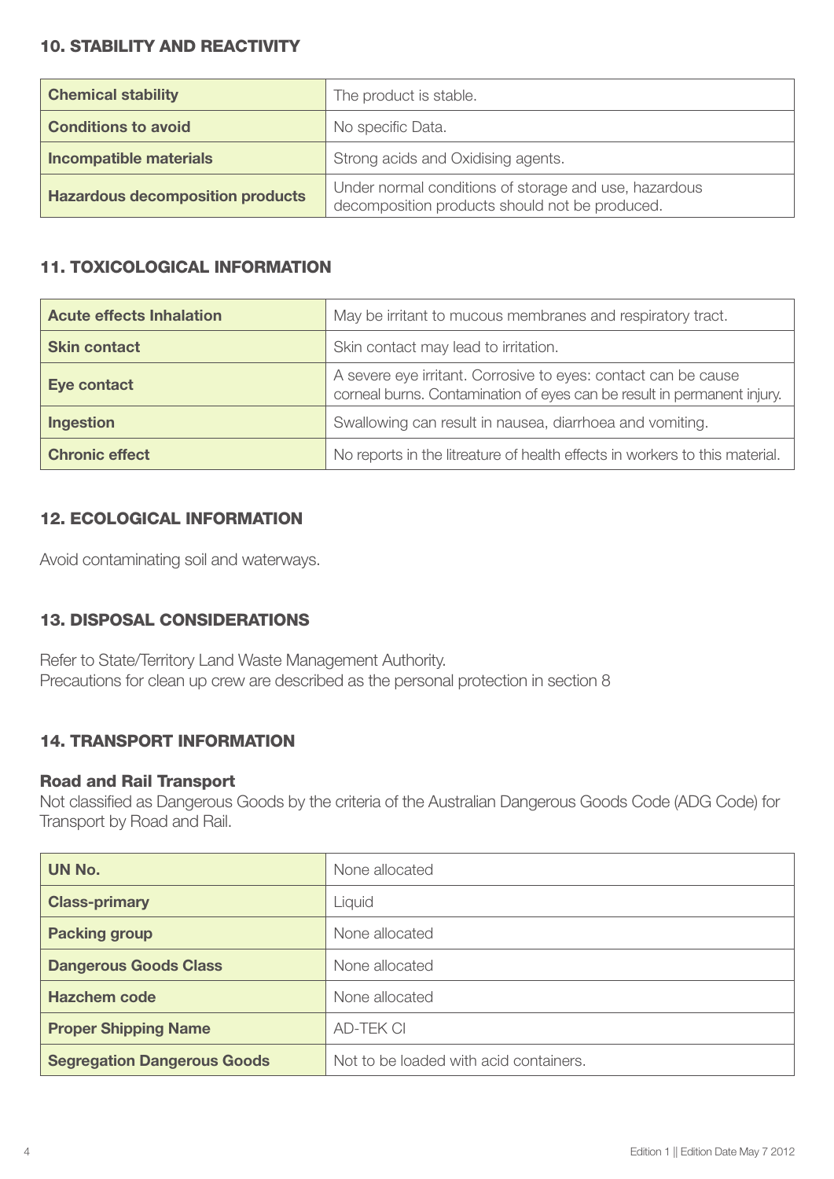## 10. STABILITY AND REACTIVITY

| Chemical stability | The product is stable. |
|---|---|
| Conditions to avoid | No specific Data. |
| Incompatible materials | Strong acids and Oxidising agents. |
| Hazardous decomposition products | Under normal conditions of storage and use, hazardous decomposition products should not be produced. |

## 11. TOXICOLOGICAL INFORMATION

| Acute effects Inhalation | May be irritant to mucous membranes and respiratory tract. |
|---|---|
| Skin contact | Skin contact may lead to irritation. |
| Eye contact | A severe eye irritant. Corrosive to eyes: contact can be cause corneal burns. Contamination of eyes can be result in permanent injury. |
| Ingestion | Swallowing can result in nausea, diarrhoea and vomiting. |
| Chronic effect | No reports in the litreature of health effects in workers to this material. |

## 12. ECOLOGICAL INFORMATION

Avoid contaminating soil and waterways.

## 13. DISPOSAL CONSIDERATIONS

Refer to State/Territory Land Waste Management Authority.
Precautions for clean up crew are described as the personal protection in section 8

## 14. TRANSPORT INFORMATION

### Road and Rail Transport

Not classified as Dangerous Goods by the criteria of the Australian Dangerous Goods Code (ADG Code) for Transport by Road and Rail.

| UN No. | None allocated |
|---|---|
| Class-primary | Liquid |
| Packing group | None allocated |
| Dangerous Goods Class | None allocated |
| Hazchem code | None allocated |
| Proper Shipping Name | AD-TEK CI |
| Segregation Dangerous Goods | Not to be loaded with acid containers. |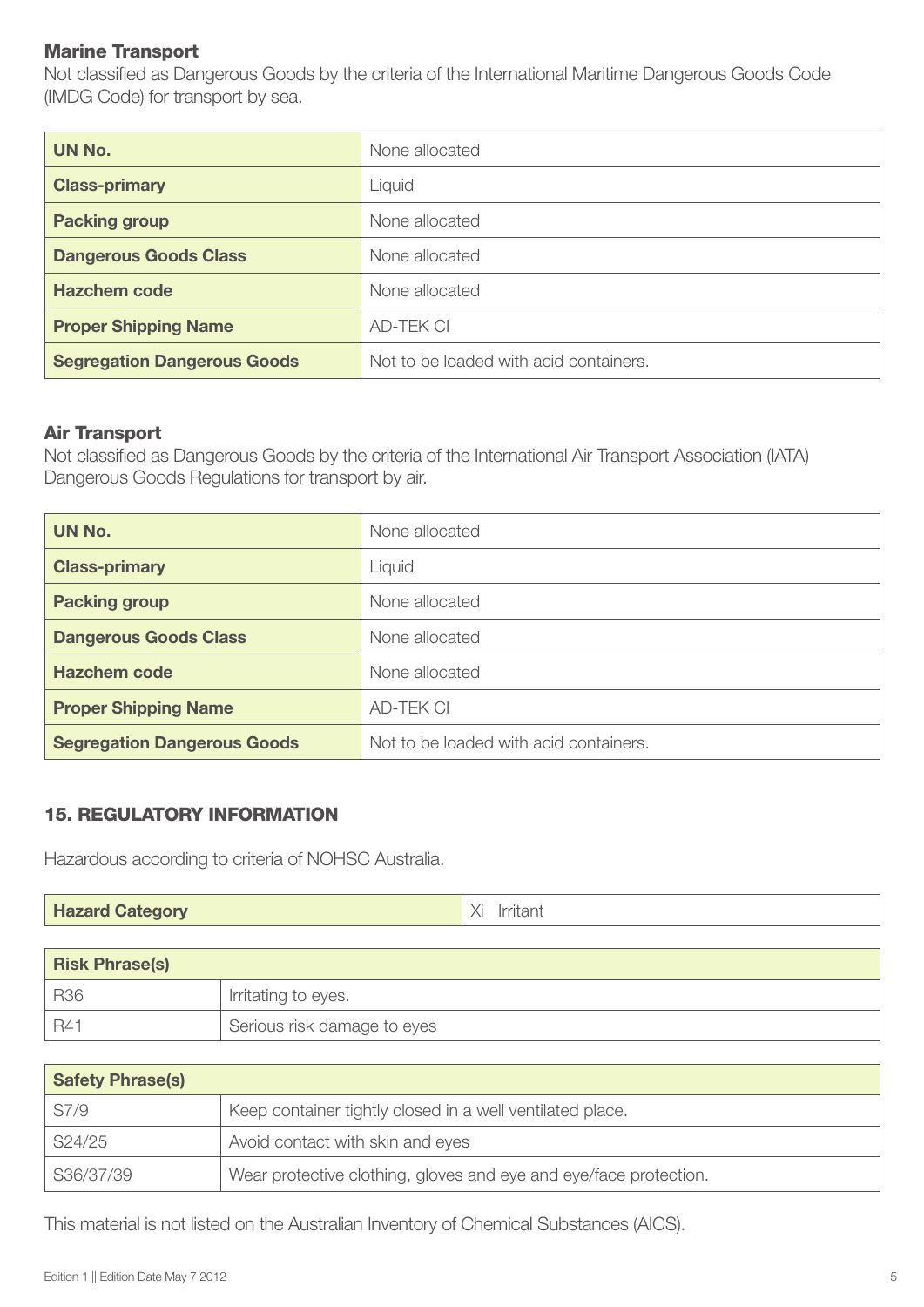### Marine Transport

Not classified as Dangerous Goods by the criteria of the International Maritime Dangerous Goods Code (IMDG Code) for transport by sea.

| | |
|---|---|
| **UN No.** | None allocated |
| **Class-primary** | Liquid |
| **Packing group** | None allocated |
| **Dangerous Goods Class** | None allocated |
| **Hazchem code** | None allocated |
| **Proper Shipping Name** | AD-TEK CI |
| **Segregation Dangerous Goods** | Not to be loaded with acid containers. |

### Air Transport

Not classified as Dangerous Goods by the criteria of the International Air Transport Association (IATA) Dangerous Goods Regulations for transport by air.

| | |
|---|---|
| **UN No.** | None allocated |
| **Class-primary** | Liquid |
| **Packing group** | None allocated |
| **Dangerous Goods Class** | None allocated |
| **Hazchem code** | None allocated |
| **Proper Shipping Name** | AD-TEK CI |
| **Segregation Dangerous Goods** | Not to be loaded with acid containers. |

## 15. REGULATORY INFORMATION

Hazardous according to criteria of NOHSC Australia.

| | |
|---|---|
| **Hazard Category** | Xi Irritant |

| **Risk Phrase(s)** | |
|---|---|
| R36 | Irritating to eyes. |
| R41 | Serious risk damage to eyes |

| **Safety Phrase(s)** | |
|---|---|
| S7/9 | Keep container tightly closed in a well ventilated place. |
| S24/25 | Avoid contact with skin and eyes |
| S36/37/39 | Wear protective clothing, gloves and eye and eye/face protection. |

This material is not listed on the Australian Inventory of Chemical Substances (AICS).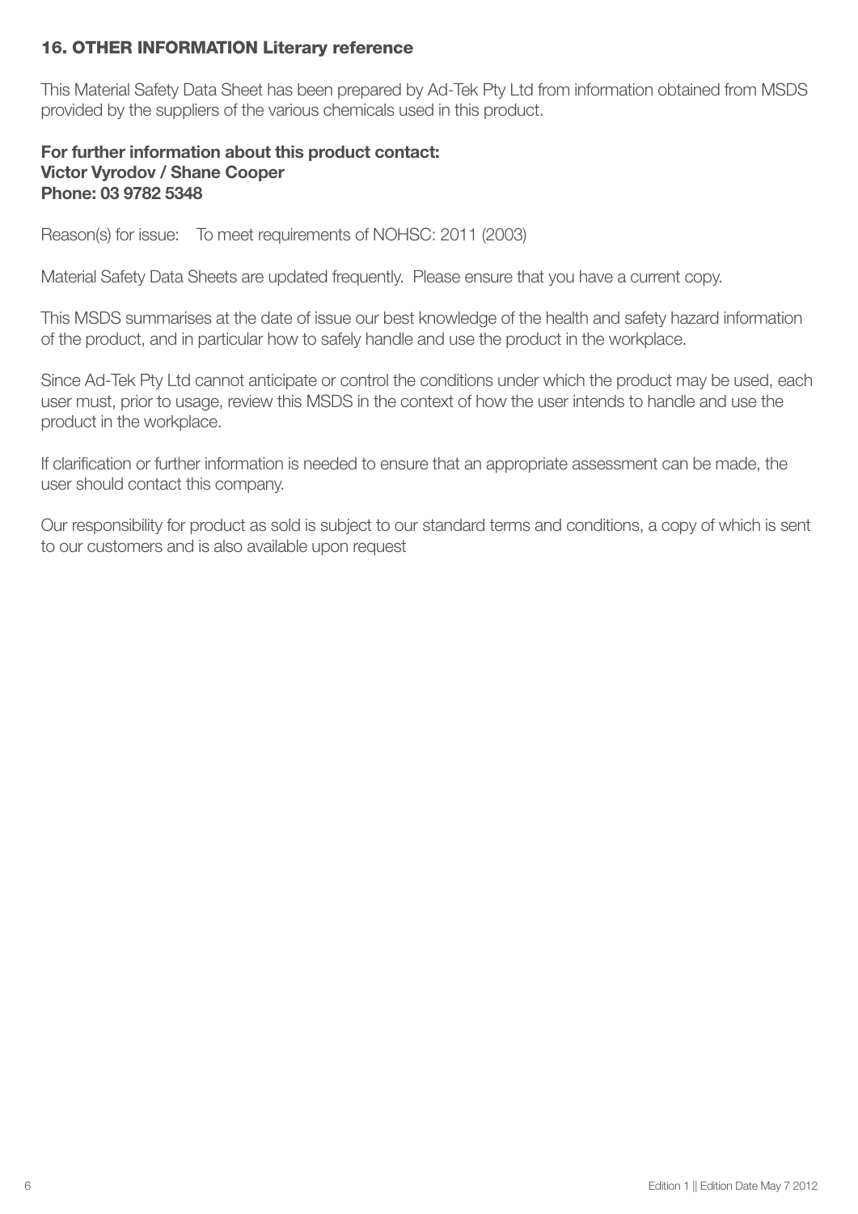## 16. OTHER INFORMATION Literary reference

This Material Safety Data Sheet has been prepared by Ad-Tek Pty Ltd from information obtained from MSDS provided by the suppliers of the various chemicals used in this product.

**For further information about this product contact:**
**Victor Vyrodov / Shane Cooper**
**Phone: 03 9782 5348**

Reason(s) for issue: To meet requirements of NOHSC: 2011 (2003)

Material Safety Data Sheets are updated frequently. Please ensure that you have a current copy.

This MSDS summarises at the date of issue our best knowledge of the health and safety hazard information of the product, and in particular how to safely handle and use the product in the workplace.

Since Ad-Tek Pty Ltd cannot anticipate or control the conditions under which the product may be used, each user must, prior to usage, review this MSDS in the context of how the user intends to handle and use the product in the workplace.

If clarification or further information is needed to ensure that an appropriate assessment can be made, the user should contact this company.

Our responsibility for product as sold is subject to our standard terms and conditions, a copy of which is sent to our customers and is also available upon request